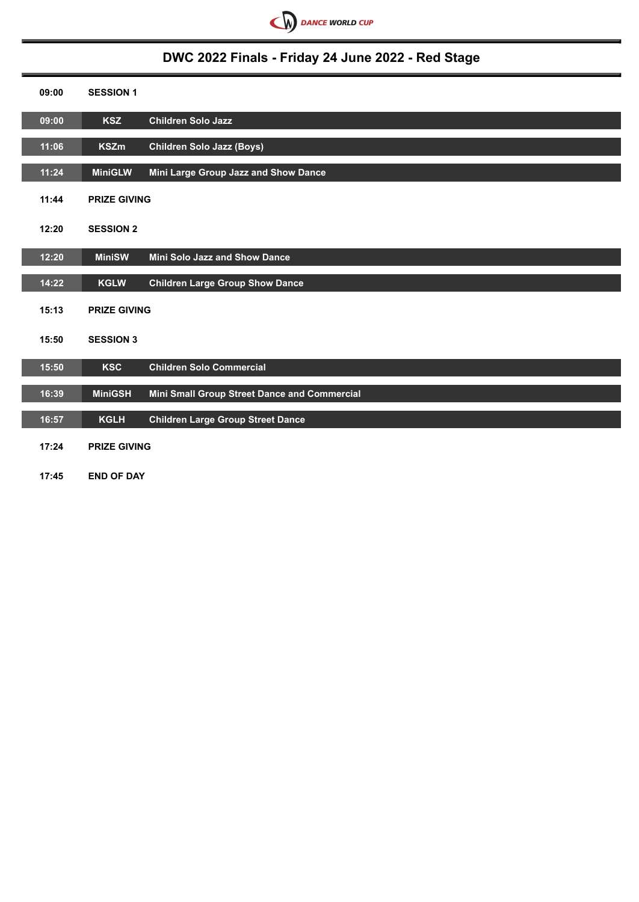DANCE WORLD CUP

# DWC 2022 Finals - Friday 24 June 2022 - Red Stage

| Time | Code | Event |
|---|---|---|
| 09:00 | SESSION 1 | |
| 09:00 | KSZ | Children Solo Jazz |
| 11:06 | KSZm | Children Solo Jazz (Boys) |
| 11:24 | MiniGLW | Mini Large Group Jazz and Show Dance |
| 11:44 | PRIZE GIVING | |
| 12:20 | SESSION 2 | |
| 12:20 | MiniSW | Mini Solo Jazz and Show Dance |
| 14:22 | KGLW | Children Large Group Show Dance |
| 15:13 | PRIZE GIVING | |
| 15:50 | SESSION 3 | |
| 15:50 | KSC | Children Solo Commercial |
| 16:39 | MiniGSH | Mini Small Group Street Dance and Commercial |
| 16:57 | KGLH | Children Large Group Street Dance |
| 17:24 | PRIZE GIVING | |
| 17:45 | END OF DAY | |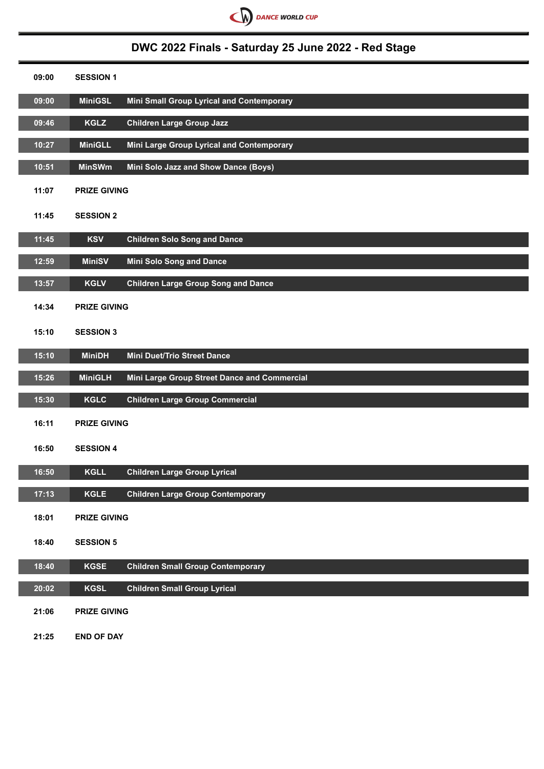# DWC 2022 Finals - Saturday 25 June 2022 - Red Stage

| Time | Code | Category |
|---|---|---|
| 09:00 | **SESSION 1** | |
| 09:00 | MiniGSL | Mini Small Group Lyrical and Contemporary |
| 09:46 | KGLZ | Children Large Group Jazz |
| 10:27 | MiniGLL | Mini Large Group Lyrical and Contemporary |
| 10:51 | MinSWm | Mini Solo Jazz and Show Dance (Boys) |
| 11:07 | **PRIZE GIVING** | |
| 11:45 | **SESSION 2** | |
| 11:45 | KSV | Children Solo Song and Dance |
| 12:59 | MiniSV | Mini Solo Song and Dance |
| 13:57 | KGLV | Children Large Group Song and Dance |
| 14:34 | **PRIZE GIVING** | |
| 15:10 | **SESSION 3** | |
| 15:10 | MiniDH | Mini Duet/Trio Street Dance |
| 15:26 | MiniGLH | Mini Large Group Street Dance and Commercial |
| 15:30 | KGLC | Children Large Group Commercial |
| 16:11 | **PRIZE GIVING** | |
| 16:50 | **SESSION 4** | |
| 16:50 | KGLL | Children Large Group Lyrical |
| 17:13 | KGLE | Children Large Group Contemporary |
| 18:01 | **PRIZE GIVING** | |
| 18:40 | **SESSION 5** | |
| 18:40 | KGSE | Children Small Group Contemporary |
| 20:02 | KGSL | Children Small Group Lyrical |
| 21:06 | **PRIZE GIVING** | |
| 21:25 | **END OF DAY** | |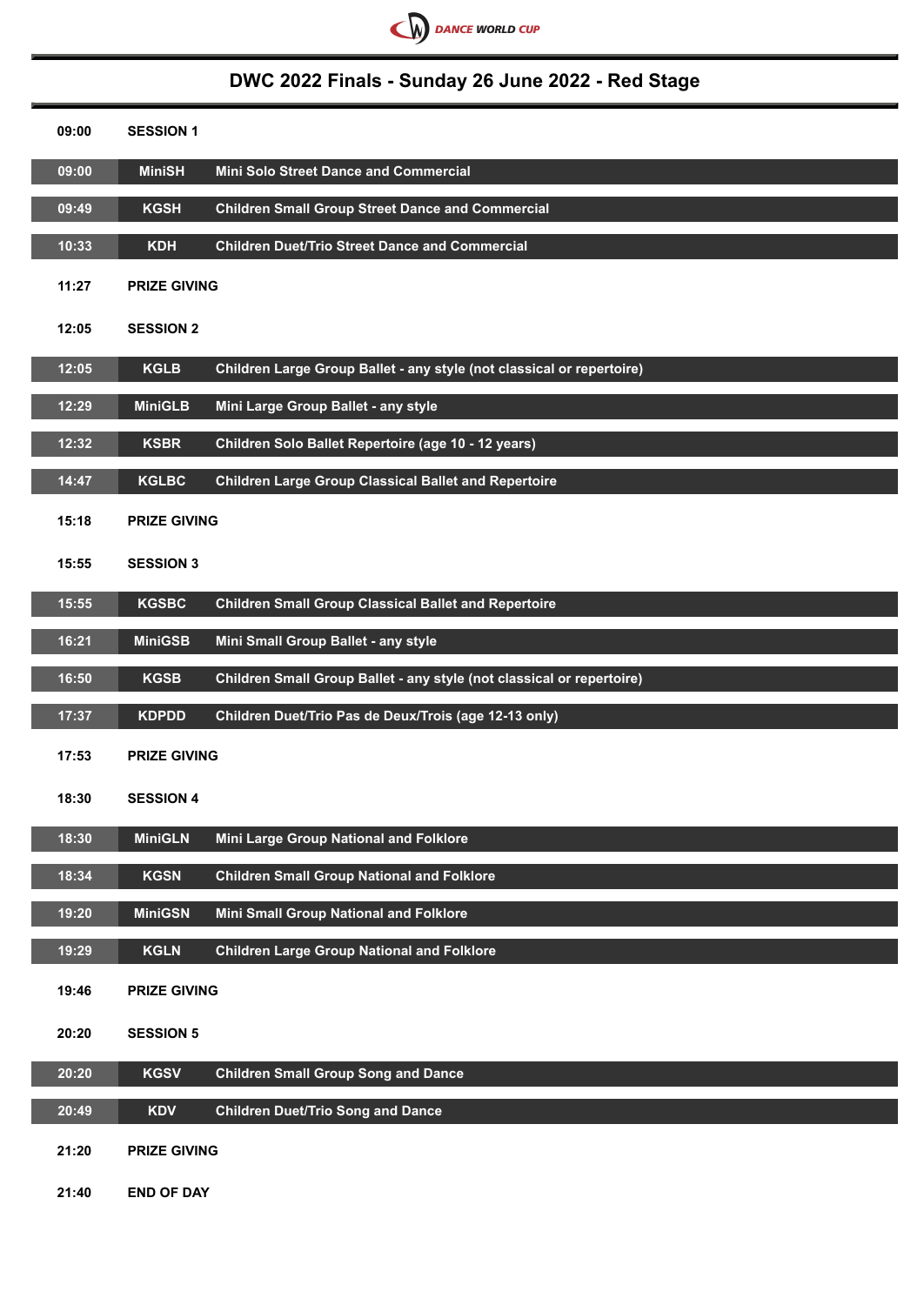DANCE WORLD CUP

# DWC 2022 Finals - Sunday 26 June 2022 - Red Stage

| Time | Code | Category |
|---|---|---|
| 09:00 | **SESSION 1** | |
| 09:00 | MiniSH | Mini Solo Street Dance and Commercial |
| 09:49 | KGSH | Children Small Group Street Dance and Commercial |
| 10:33 | KDH | Children Duet/Trio Street Dance and Commercial |
| 11:27 | **PRIZE GIVING** | |
| 12:05 | **SESSION 2** | |
| 12:05 | KGLB | Children Large Group Ballet - any style (not classical or repertoire) |
| 12:29 | MiniGLB | Mini Large Group Ballet - any style |
| 12:32 | KSBR | Children Solo Ballet Repertoire (age 10 - 12 years) |
| 14:47 | KGLBC | Children Large Group Classical Ballet and Repertoire |
| 15:18 | **PRIZE GIVING** | |
| 15:55 | **SESSION 3** | |
| 15:55 | KGSBC | Children Small Group Classical Ballet and Repertoire |
| 16:21 | MiniGSB | Mini Small Group Ballet - any style |
| 16:50 | KGSB | Children Small Group Ballet - any style (not classical or repertoire) |
| 17:37 | KDPDD | Children Duet/Trio Pas de Deux/Trois (age 12-13 only) |
| 17:53 | **PRIZE GIVING** | |
| 18:30 | **SESSION 4** | |
| 18:30 | MiniGLN | Mini Large Group National and Folklore |
| 18:34 | KGSN | Children Small Group National and Folklore |
| 19:20 | MiniGSN | Mini Small Group National and Folklore |
| 19:29 | KGLN | Children Large Group National and Folklore |
| 19:46 | **PRIZE GIVING** | |
| 20:20 | **SESSION 5** | |
| 20:20 | KGSV | Children Small Group Song and Dance |
| 20:49 | KDV | Children Duet/Trio Song and Dance |
| 21:20 | **PRIZE GIVING** | |
| 21:40 | **END OF DAY** | |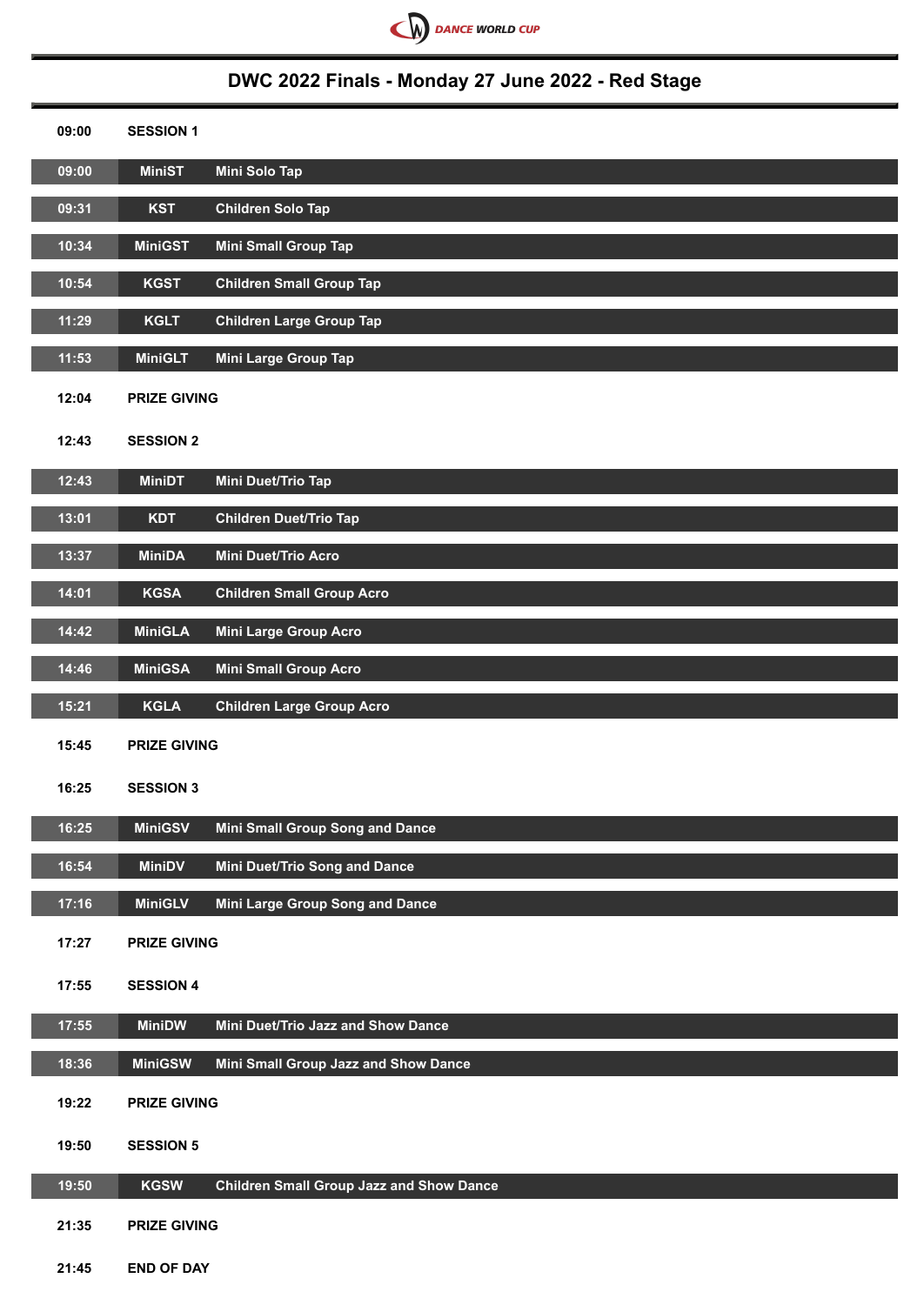DANCE WORLD CUP

# DWC 2022 Finals - Monday 27 June 2022 - Red Stage

| Time | Code | Category |
|---|---|---|
| 09:00 | SESSION 1 | |
| 09:00 | MiniST | Mini Solo Tap |
| 09:31 | KST | Children Solo Tap |
| 10:34 | MiniGST | Mini Small Group Tap |
| 10:54 | KGST | Children Small Group Tap |
| 11:29 | KGLT | Children Large Group Tap |
| 11:53 | MiniGLT | Mini Large Group Tap |
| 12:04 | PRIZE GIVING | |
| 12:43 | SESSION 2 | |
| 12:43 | MiniDT | Mini Duet/Trio Tap |
| 13:01 | KDT | Children Duet/Trio Tap |
| 13:37 | MiniDA | Mini Duet/Trio Acro |
| 14:01 | KGSA | Children Small Group Acro |
| 14:42 | MiniGLA | Mini Large Group Acro |
| 14:46 | MiniGSA | Mini Small Group Acro |
| 15:21 | KGLA | Children Large Group Acro |
| 15:45 | PRIZE GIVING | |
| 16:25 | SESSION 3 | |
| 16:25 | MiniGSV | Mini Small Group Song and Dance |
| 16:54 | MiniDV | Mini Duet/Trio Song and Dance |
| 17:16 | MiniGLV | Mini Large Group Song and Dance |
| 17:27 | PRIZE GIVING | |
| 17:55 | SESSION 4 | |
| 17:55 | MiniDW | Mini Duet/Trio Jazz and Show Dance |
| 18:36 | MiniGSW | Mini Small Group Jazz and Show Dance |
| 19:22 | PRIZE GIVING | |
| 19:50 | SESSION 5 | |
| 19:50 | KGSW | Children Small Group Jazz and Show Dance |
| 21:35 | PRIZE GIVING | |
| 21:45 | END OF DAY | |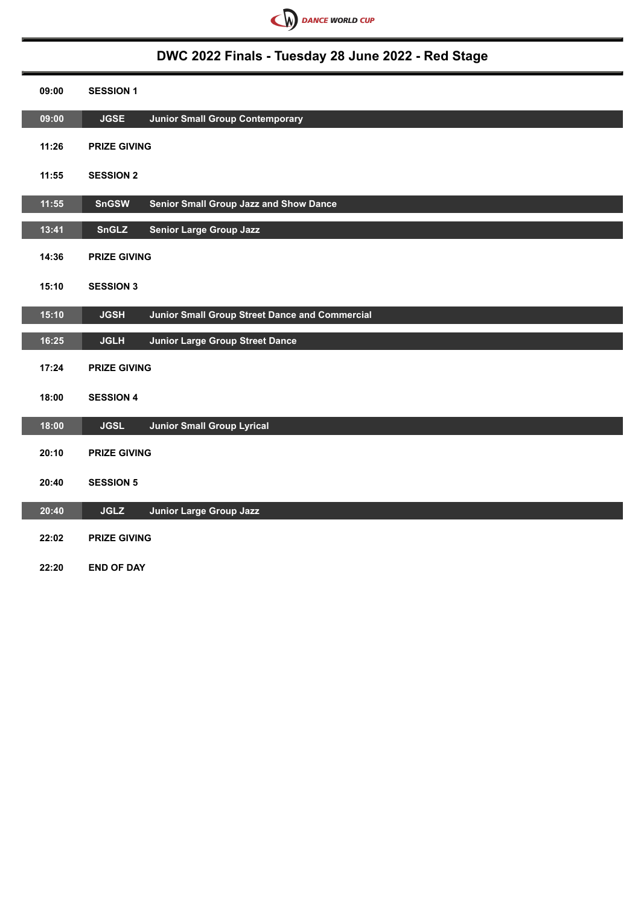DANCE WORLD CUP

## DWC 2022 Finals - Tuesday 28 June 2022 - Red Stage

| Time | Code | Event |
|---|---|---|
| 09:00 | SESSION 1 | |
| 09:00 | JGSE | Junior Small Group Contemporary |
| 11:26 | PRIZE GIVING | |
| 11:55 | SESSION 2 | |
| 11:55 | SnGSW | Senior Small Group Jazz and Show Dance |
| 13:41 | SnGLZ | Senior Large Group Jazz |
| 14:36 | PRIZE GIVING | |
| 15:10 | SESSION 3 | |
| 15:10 | JGSH | Junior Small Group Street Dance and Commercial |
| 16:25 | JGLH | Junior Large Group Street Dance |
| 17:24 | PRIZE GIVING | |
| 18:00 | SESSION 4 | |
| 18:00 | JGSL | Junior Small Group Lyrical |
| 20:10 | PRIZE GIVING | |
| 20:40 | SESSION 5 | |
| 20:40 | JGLZ | Junior Large Group Jazz |
| 22:02 | PRIZE GIVING | |
| 22:20 | END OF DAY | |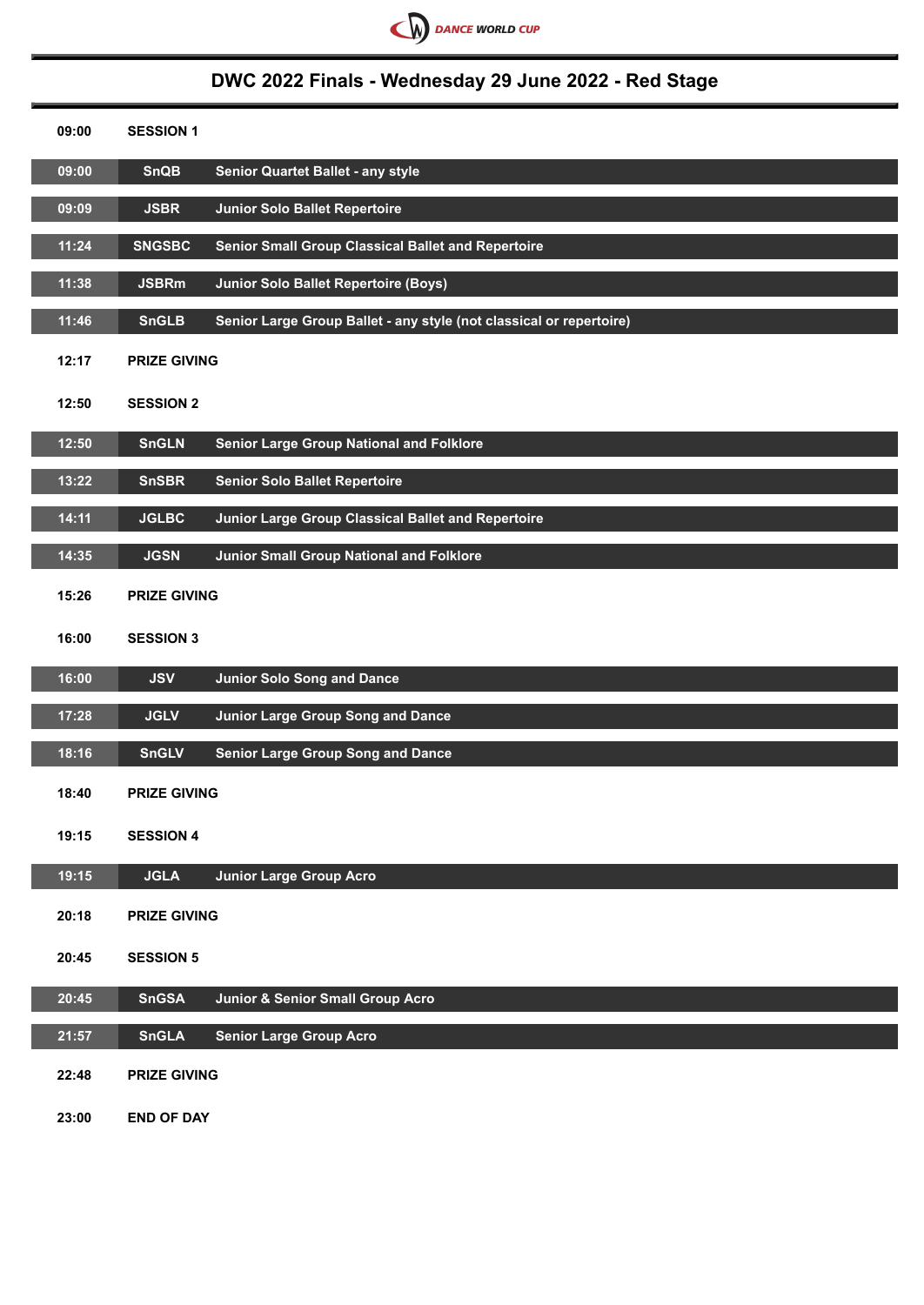DANCE WORLD CUP

# DWC 2022 Finals - Wednesday 29 June 2022 - Red Stage

**09:00 SESSION 1**

| Time | Code | Category |
|---|---|---|
| 09:00 | SnQB | Senior Quartet Ballet - any style |
| 09:09 | JSBR | Junior Solo Ballet Repertoire |
| 11:24 | SNGSBC | Senior Small Group Classical Ballet and Repertoire |
| 11:38 | JSBRm | Junior Solo Ballet Repertoire (Boys) |
| 11:46 | SnGLB | Senior Large Group Ballet - any style (not classical or repertoire) |

**12:17 PRIZE GIVING**

**12:50 SESSION 2**

| Time | Code | Category |
|---|---|---|
| 12:50 | SnGLN | Senior Large Group National and Folklore |
| 13:22 | SnSBR | Senior Solo Ballet Repertoire |
| 14:11 | JGLBC | Junior Large Group Classical Ballet and Repertoire |
| 14:35 | JGSN | Junior Small Group National and Folklore |

**15:26 PRIZE GIVING**

**16:00 SESSION 3**

| Time | Code | Category |
|---|---|---|
| 16:00 | JSV | Junior Solo Song and Dance |
| 17:28 | JGLV | Junior Large Group Song and Dance |
| 18:16 | SnGLV | Senior Large Group Song and Dance |

**18:40 PRIZE GIVING**

**19:15 SESSION 4**

| Time | Code | Category |
|---|---|---|
| 19:15 | JGLA | Junior Large Group Acro |

**20:18 PRIZE GIVING**

**20:45 SESSION 5**

| Time | Code | Category |
|---|---|---|
| 20:45 | SnGSA | Junior & Senior Small Group Acro |
| 21:57 | SnGLA | Senior Large Group Acro |

**22:48 PRIZE GIVING**

**23:00 END OF DAY**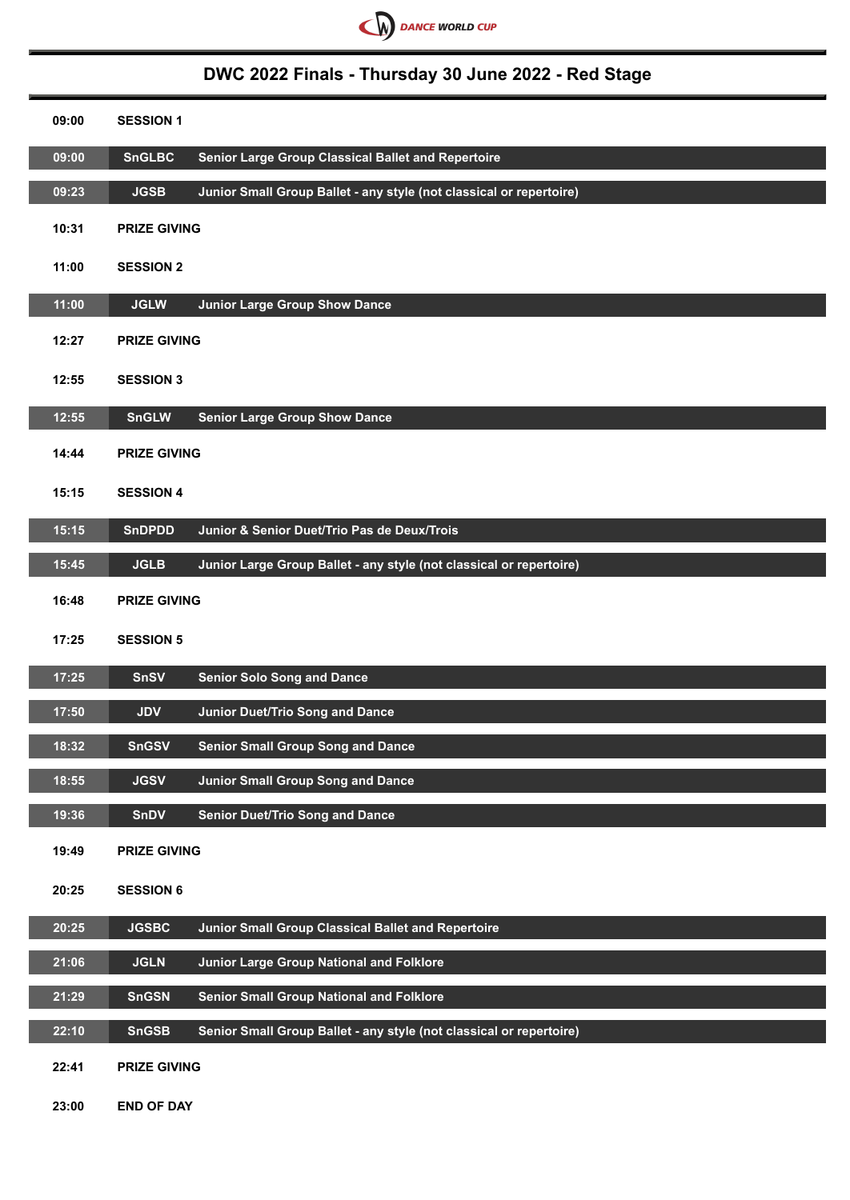DANCE WORLD CUP

# DWC 2022 Finals - Thursday 30 June 2022 - Red Stage

| Time | Code | Event |
|---|---|---|
| 09:00 | **SESSION 1** | |
| 09:00 | SnGLBC | Senior Large Group Classical Ballet and Repertoire |
| 09:23 | JGSB | Junior Small Group Ballet - any style (not classical or repertoire) |
| 10:31 | **PRIZE GIVING** | |
| 11:00 | **SESSION 2** | |
| 11:00 | JGLW | Junior Large Group Show Dance |
| 12:27 | **PRIZE GIVING** | |
| 12:55 | **SESSION 3** | |
| 12:55 | SnGLW | Senior Large Group Show Dance |
| 14:44 | **PRIZE GIVING** | |
| 15:15 | **SESSION 4** | |
| 15:15 | SnDPDD | Junior & Senior Duet/Trio Pas de Deux/Trois |
| 15:45 | JGLB | Junior Large Group Ballet - any style (not classical or repertoire) |
| 16:48 | **PRIZE GIVING** | |
| 17:25 | **SESSION 5** | |
| 17:25 | SnSV | Senior Solo Song and Dance |
| 17:50 | JDV | Junior Duet/Trio Song and Dance |
| 18:32 | SnGSV | Senior Small Group Song and Dance |
| 18:55 | JGSV | Junior Small Group Song and Dance |
| 19:36 | SnDV | Senior Duet/Trio Song and Dance |
| 19:49 | **PRIZE GIVING** | |
| 20:25 | **SESSION 6** | |
| 20:25 | JGSBC | Junior Small Group Classical Ballet and Repertoire |
| 21:06 | JGLN | Junior Large Group National and Folklore |
| 21:29 | SnGSN | Senior Small Group National and Folklore |
| 22:10 | SnGSB | Senior Small Group Ballet - any style (not classical or repertoire) |
| 22:41 | **PRIZE GIVING** | |
| 23:00 | **END OF DAY** | |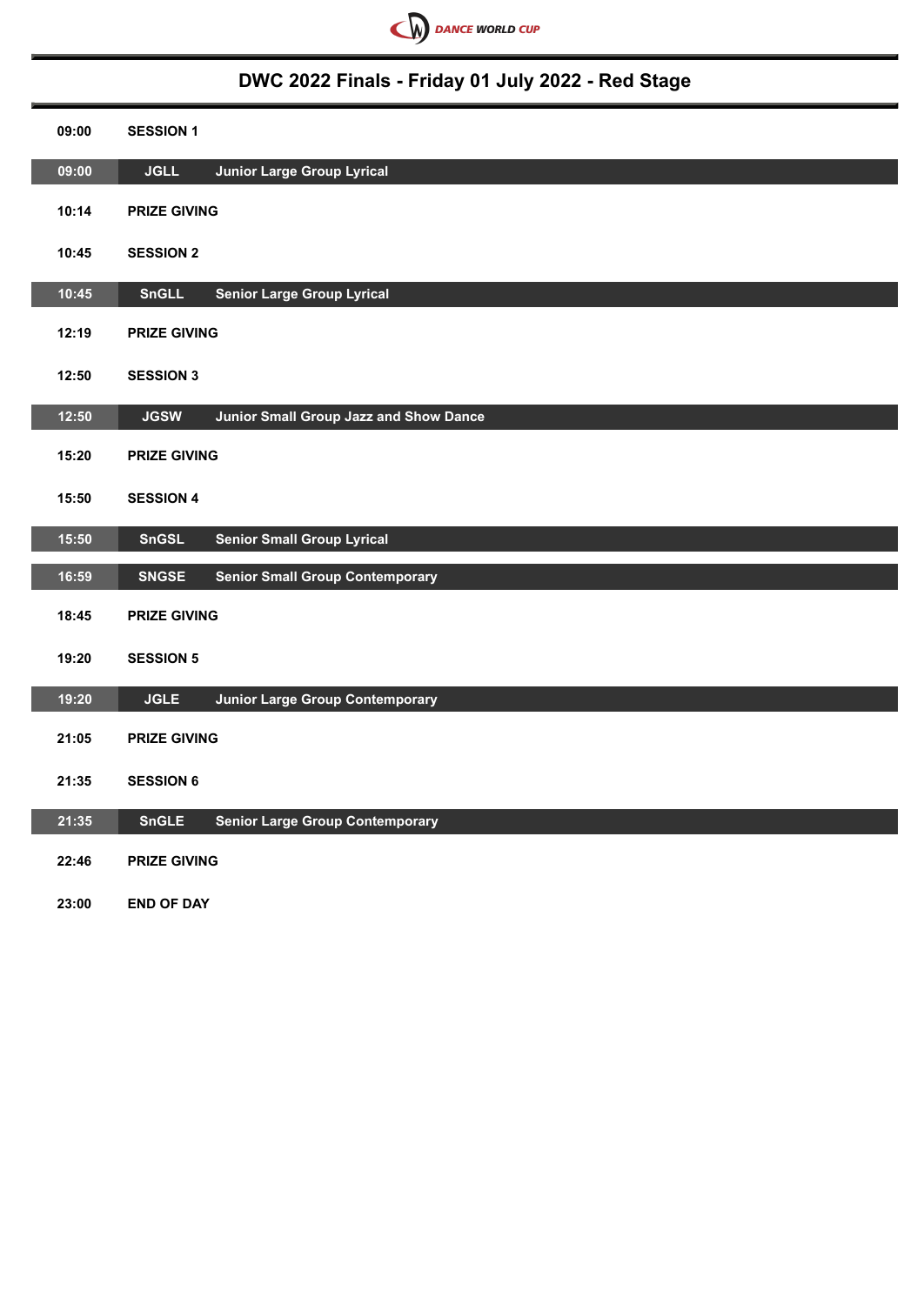DANCE WORLD CUP

# DWC 2022 Finals - Friday 01 July 2022 - Red Stage

| Time | Code | Event |
|---|---|---|
| 09:00 | **SESSION 1** | |
| 09:00 | JGLL | Junior Large Group Lyrical |
| 10:14 | **PRIZE GIVING** | |
| 10:45 | **SESSION 2** | |
| 10:45 | SnGLL | Senior Large Group Lyrical |
| 12:19 | **PRIZE GIVING** | |
| 12:50 | **SESSION 3** | |
| 12:50 | JGSW | Junior Small Group Jazz and Show Dance |
| 15:20 | **PRIZE GIVING** | |
| 15:50 | **SESSION 4** | |
| 15:50 | SnGSL | Senior Small Group Lyrical |
| 16:59 | SNGSE | Senior Small Group Contemporary |
| 18:45 | **PRIZE GIVING** | |
| 19:20 | **SESSION 5** | |
| 19:20 | JGLE | Junior Large Group Contemporary |
| 21:05 | **PRIZE GIVING** | |
| 21:35 | **SESSION 6** | |
| 21:35 | SnGLE | Senior Large Group Contemporary |
| 22:46 | **PRIZE GIVING** | |
| 23:00 | **END OF DAY** | |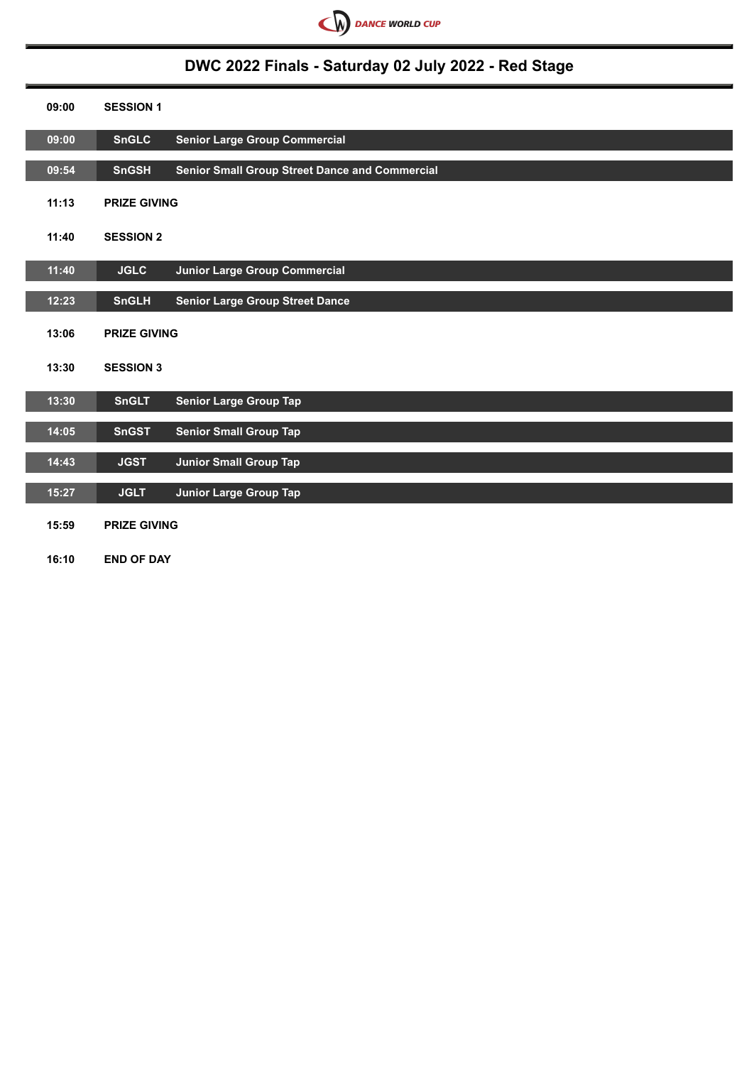DANCE WORLD CUP

# DWC 2022 Finals - Saturday 02 July 2022 - Red Stage

| | | |
|---|---|---|
| **09:00** | **SESSION 1** | |
| 09:00 | SnGLC | Senior Large Group Commercial |
| 09:54 | SnGSH | Senior Small Group Street Dance and Commercial |
| **11:13** | **PRIZE GIVING** | |
| **11:40** | **SESSION 2** | |
| 11:40 | JGLC | Junior Large Group Commercial |
| 12:23 | SnGLH | Senior Large Group Street Dance |
| **13:06** | **PRIZE GIVING** | |
| **13:30** | **SESSION 3** | |
| 13:30 | SnGLT | Senior Large Group Tap |
| 14:05 | SnGST | Senior Small Group Tap |
| 14:43 | JGST | Junior Small Group Tap |
| 15:27 | JGLT | Junior Large Group Tap |
| **15:59** | **PRIZE GIVING** | |
| **16:10** | **END OF DAY** | |